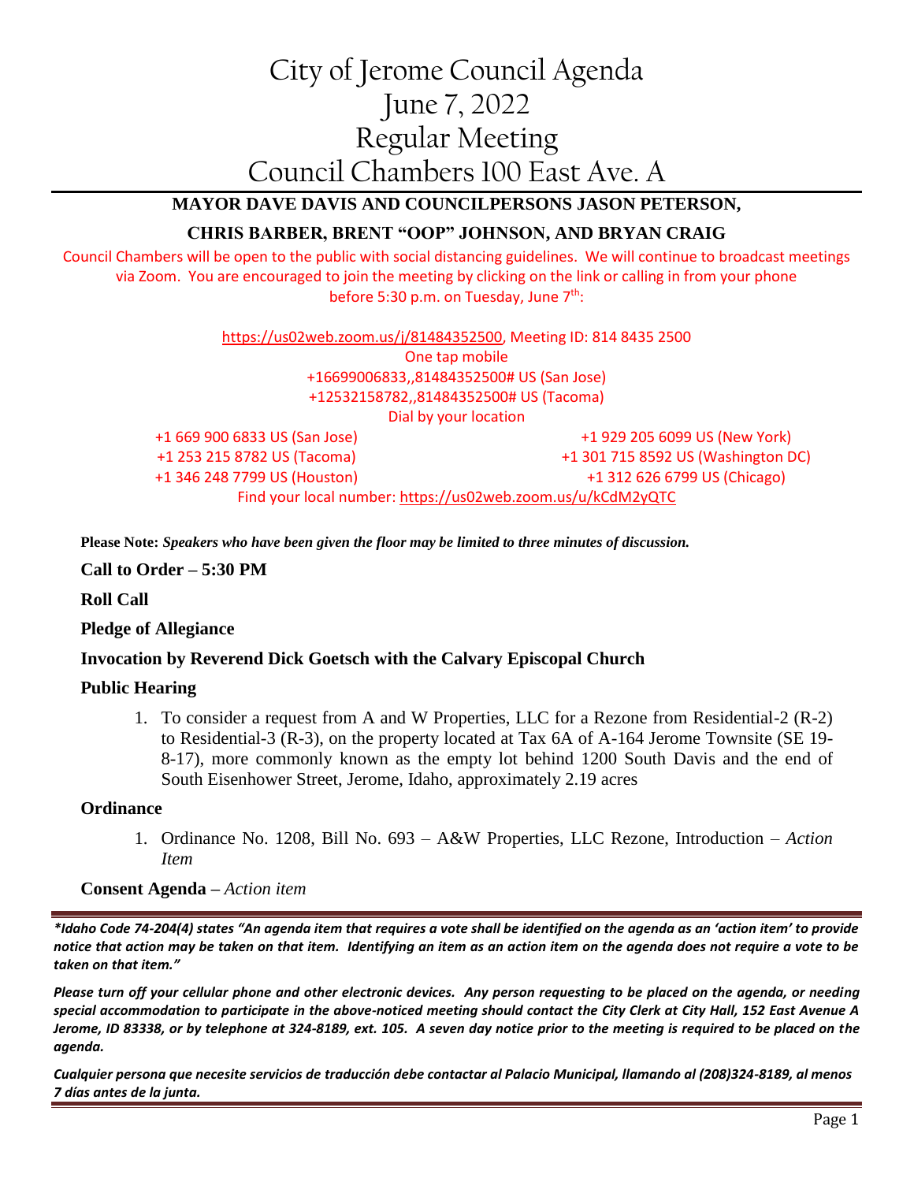# City of Jerome Council Agenda
# June 7, 2022
# Regular Meeting
# Council Chambers 100 East Ave. A

**MAYOR DAVE DAVIS AND COUNCILPERSONS JASON PETERSON,**

**CHRIS BARBER, BRENT "OOP" JOHNSON, AND BRYAN CRAIG**

Council Chambers will be open to the public with social distancing guidelines. We will continue to broadcast meetings via Zoom. You are encouraged to join the meeting by clicking on the link or calling in from your phone before 5:30 p.m. on Tuesday, June 7th:

https://us02web.zoom.us/j/81484352500, Meeting ID: 814 8435 2500

One tap mobile

+16699006833,,81484352500# US (San Jose)

+12532158782,,81484352500# US (Tacoma)

Dial by your location

+1 669 900 6833 US (San Jose)

+1 929 205 6099 US (New York)

+1 253 215 8782 US (Tacoma)

+1 301 715 8592 US (Washington DC)

+1 346 248 7799 US (Houston)

+1 312 626 6799 US (Chicago)

Find your local number: https://us02web.zoom.us/u/kCdM2yQTC

**Please Note:** ***Speakers who have been given the floor may be limited to three minutes of discussion.***

**Call to Order – 5:30 PM**

**Roll Call**

**Pledge of Allegiance**

**Invocation by Reverend Dick Goetsch with the Calvary Episcopal Church**

**Public Hearing**

1. To consider a request from A and W Properties, LLC for a Rezone from Residential-2 (R-2) to Residential-3 (R-3), on the property located at Tax 6A of A-164 Jerome Townsite (SE 19-8-17), more commonly known as the empty lot behind 1200 South Davis and the end of South Eisenhower Street, Jerome, Idaho, approximately 2.19 acres

**Ordinance**

1. Ordinance No. 1208, Bill No. 693 – A&W Properties, LLC Rezone, Introduction – *Action Item*

**Consent Agenda** – *Action item*

---

***\*Idaho Code 74-204(4) states "An agenda item that requires a vote shall be identified on the agenda as an 'action item' to provide notice that action may be taken on that item. Identifying an item as an action item on the agenda does not require a vote to be taken on that item."***

***Please turn off your cellular phone and other electronic devices. Any person requesting to be placed on the agenda, or needing special accommodation to participate in the above-noticed meeting should contact the City Clerk at City Hall, 152 East Avenue A Jerome, ID 83338, or by telephone at 324-8189, ext. 105. A seven day notice prior to the meeting is required to be placed on the agenda.***

***Cualquier persona que necesite servicios de traducción debe contactar al Palacio Municipal, llamando al (208)324-8189, al menos 7 días antes de la junta.***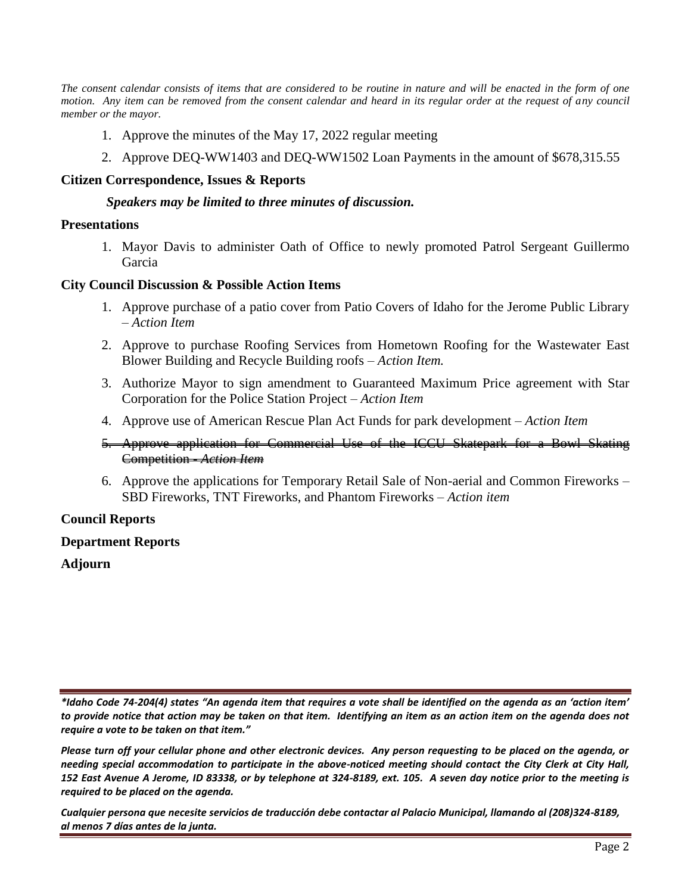*The consent calendar consists of items that are considered to be routine in nature and will be enacted in the form of one motion. Any item can be removed from the consent calendar and heard in its regular order at the request of any council member or the mayor.*

1. Approve the minutes of the May 17, 2022 regular meeting
2. Approve DEQ-WW1403 and DEQ-WW1502 Loan Payments in the amount of $678,315.55

**Citizen Correspondence, Issues & Reports**

***Speakers may be limited to three minutes of discussion.***

**Presentations**

1. Mayor Davis to administer Oath of Office to newly promoted Patrol Sergeant Guillermo Garcia

**City Council Discussion & Possible Action Items**

1. Approve purchase of a patio cover from Patio Covers of Idaho for the Jerome Public Library – *Action Item*
2. Approve to purchase Roofing Services from Hometown Roofing for the Wastewater East Blower Building and Recycle Building roofs – *Action Item.*
3. Authorize Mayor to sign amendment to Guaranteed Maximum Price agreement with Star Corporation for the Police Station Project – *Action Item*
4. Approve use of American Rescue Plan Act Funds for park development – *Action Item*
5. ~~Approve application for Commercial Use of the ICCU Skatepark for a Bowl Skating Competition - *Action Item*~~
6. Approve the applications for Temporary Retail Sale of Non-aerial and Common Fireworks – SBD Fireworks, TNT Fireworks, and Phantom Fireworks – *Action item*

**Council Reports**

**Department Reports**

**Adjourn**

***Idaho Code 74-204(4) states "An agenda item that requires a vote shall be identified on the agenda as an 'action item' to provide notice that action may be taken on that item. Identifying an item as an action item on the agenda does not require a vote to be taken on that item."***

***Please turn off your cellular phone and other electronic devices. Any person requesting to be placed on the agenda, or needing special accommodation to participate in the above-noticed meeting should contact the City Clerk at City Hall, 152 East Avenue A Jerome, ID 83338, or by telephone at 324-8189, ext. 105. A seven day notice prior to the meeting is required to be placed on the agenda.***

***Cualquier persona que necesite servicios de traducción debe contactar al Palacio Municipal, llamando al (208)324-8189, al menos 7 días antes de la junta.***